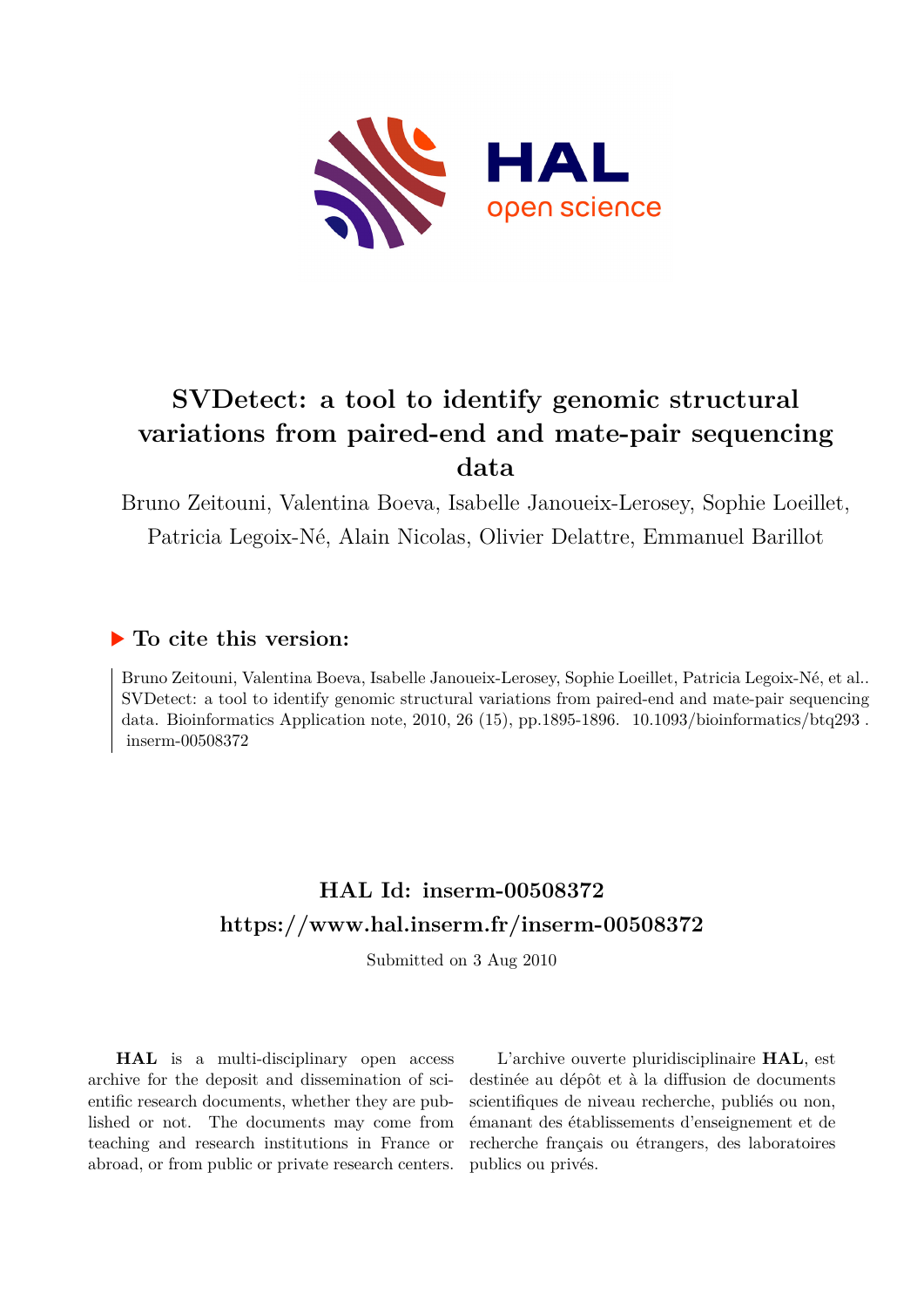# SVDetect: a tool to identify genomic structural variations from paired-end and mate-pair sequencing data

Bruno Zeitouni, Valentina Boeva, Isabelle Janoueix-Lerosey, Sophie Loeillet, Patricia Legoix-Né, Alain Nicolas, Olivier Delattre, Emmanuel Barillot

## ▶ To cite this version:

Bruno Zeitouni, Valentina Boeva, Isabelle Janoueix-Lerosey, Sophie Loeillet, Patricia Legoix-Né, et al.. SVDetect: a tool to identify genomic structural variations from paired-end and mate-pair sequencing data. Bioinformatics Application note, 2010, 26 (15), pp.1895-1896. 10.1093/bioinformatics/btq293 . inserm-00508372

## HAL Id: inserm-00508372
## https://www.hal.inserm.fr/inserm-00508372

Submitted on 3 Aug 2010

**HAL** is a multi-disciplinary open access archive for the deposit and dissemination of scientific research documents, whether they are published or not. The documents may come from teaching and research institutions in France or abroad, or from public or private research centers.

L'archive ouverte pluridisciplinaire **HAL**, est destinée au dépôt et à la diffusion de documents scientifiques de niveau recherche, publiés ou non, émanant des établissements d'enseignement et de recherche français ou étrangers, des laboratoires publics ou privés.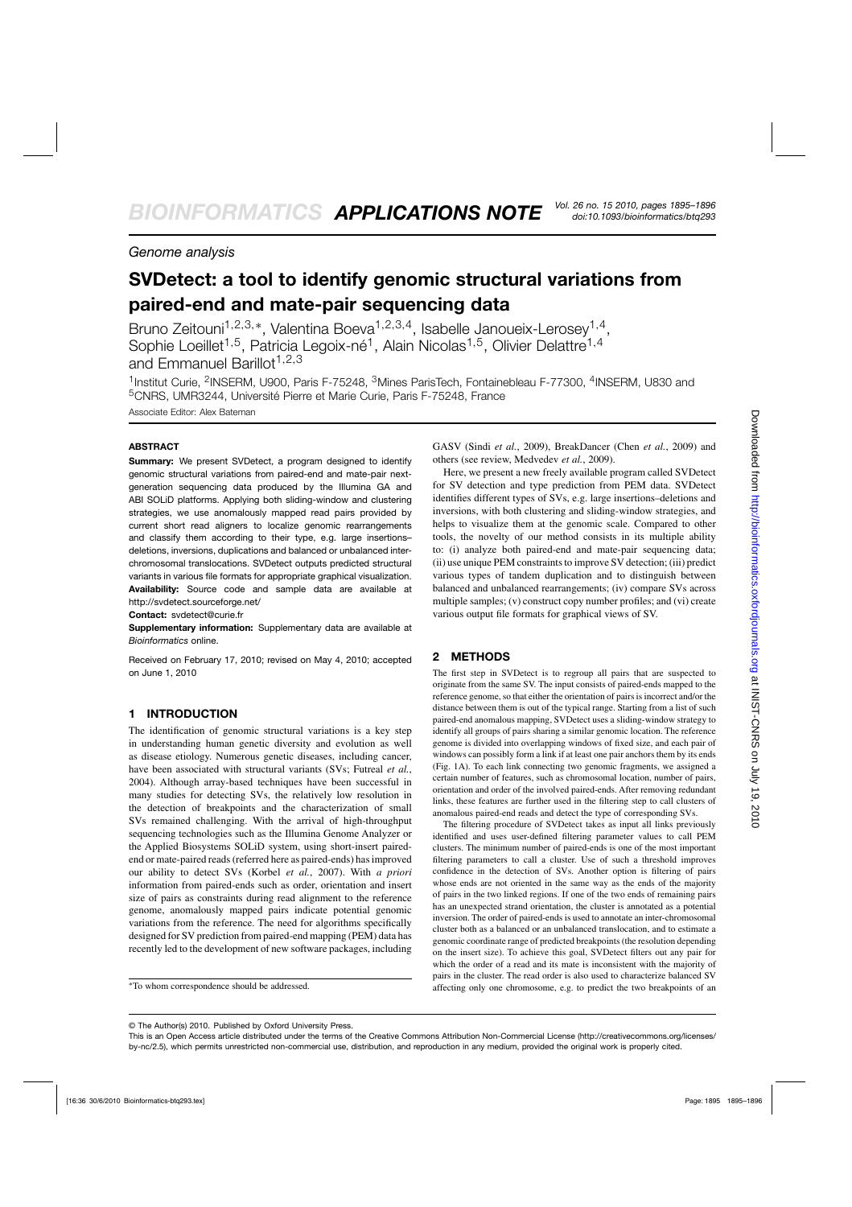*Genome analysis*

# SVDetect: a tool to identify genomic structural variations from paired-end and mate-pair sequencing data

Bruno Zeitouni[1,2,3,*], Valentina Boeva[1,2,3,4], Isabelle Janoueix-Lerosey[1,4], Sophie Loeillet[1,5], Patricia Legoix-né[1], Alain Nicolas[1,5], Olivier Delattre[1,4] and Emmanuel Barillot[1,2,3]

[1]Institut Curie, [2]INSERM, U900, Paris F-75248, [3]Mines ParisTech, Fontainebleau F-77300, [4]INSERM, U830 and [5]CNRS, UMR3244, Université Pierre et Marie Curie, Paris F-75248, France

Associate Editor: Alex Bateman

## ABSTRACT

**Summary:** We present SVDetect, a program designed to identify genomic structural variations from paired-end and mate-pair next-generation sequencing data produced by the Illumina GA and ABI SOLiD platforms. Applying both sliding-window and clustering strategies, we use anomalously mapped read pairs provided by current short read aligners to localize genomic rearrangements and classify them according to their type, e.g. large insertions–deletions, inversions, duplications and balanced or unbalanced inter-chromosomal translocations. SVDetect outputs predicted structural variants in various file formats for appropriate graphical visualization.

**Availability:** Source code and sample data are available at http://svdetect.sourceforge.net/

**Contact:** svdetect@curie.fr

**Supplementary information:** Supplementary data are available at *Bioinformatics* online.

Received on February 17, 2010; revised on May 4, 2010; accepted on June 1, 2010

## 1 INTRODUCTION

The identification of genomic structural variations is a key step in understanding human genetic diversity and evolution as well as disease etiology. Numerous genetic diseases, including cancer, have been associated with structural variants (SVs; Futreal *et al.*, 2004). Although array-based techniques have been successful in many studies for detecting SVs, the relatively low resolution in the detection of breakpoints and the characterization of small SVs remained challenging. With the arrival of high-throughput sequencing technologies such as the Illumina Genome Analyzer or the Applied Biosystems SOLiD system, using short-insert paired-end or mate-paired reads (referred here as paired-ends) has improved our ability to detect SVs (Korbel *et al.*, 2007). With *a priori* information from paired-ends such as order, orientation and insert size of pairs as constraints during read alignment to the reference genome, anomalously mapped pairs indicate potential genomic variations from the reference. The need for algorithms specifically designed for SV prediction from paired-end mapping (PEM) data has recently led to the development of new software packages, including GASV (Sindi *et al.*, 2009), BreakDancer (Chen *et al.*, 2009) and others (see review, Medvedev *et al.*, 2009).

Here, we present a new freely available program called SVDetect for SV detection and type prediction from PEM data. SVDetect identifies different types of SVs, e.g. large insertions–deletions and inversions, with both clustering and sliding-window strategies, and helps to visualize them at the genomic scale. Compared to other tools, the novelty of our method consists in its multiple ability to: (i) analyze both paired-end and mate-pair sequencing data; (ii) use unique PEM constraints to improve SV detection; (iii) predict various types of tandem duplication and to distinguish between balanced and unbalanced rearrangements; (iv) compare SVs across multiple samples; (v) construct copy number profiles; and (vi) create various output file formats for graphical views of SV.

## 2 METHODS

The first step in SVDetect is to regroup all pairs that are suspected to originate from the same SV. The input consists of paired-ends mapped to the reference genome, so that either the orientation of pairs is incorrect and/or the distance between them is out of the typical range. Starting from a list of such paired-end anomalous mapping, SVDetect uses a sliding-window strategy to identify all groups of pairs sharing a similar genomic location. The reference genome is divided into overlapping windows of fixed size, and each pair of windows can possibly form a link if at least one pair anchors them by its ends (Fig. 1A). To each link connecting two genomic fragments, we assigned a certain number of features, such as chromosomal location, number of pairs, orientation and order of the involved paired-ends. After removing redundant links, these features are further used in the filtering step to call clusters of anomalous paired-end reads and detect the type of corresponding SVs.

The filtering procedure of SVDetect takes as input all links previously identified and uses user-defined filtering parameter values to call PEM clusters. The minimum number of paired-ends is one of the most important filtering parameters to call a cluster. Use of such a threshold improves confidence in the detection of SVs. Another option is filtering of pairs whose ends are not oriented in the same way as the ends of the majority of pairs in the two linked regions. If one of the two ends of remaining pairs has an unexpected strand orientation, the cluster is annotated as a potential inversion. The order of paired-ends is used to annotate an inter-chromosomal cluster both as a balanced or an unbalanced translocation, and to estimate a genomic coordinate range of predicted breakpoints (the resolution depending on the insert size). To achieve this goal, SVDetect filters out any pair for which the order of a read and its mate is inconsistent with the majority of pairs in the cluster. The read order is also used to characterize balanced SV affecting only one chromosome, e.g. to predict the two breakpoints of an

*To whom correspondence should be addressed.

© The Author(s) 2010. Published by Oxford University Press.

This is an Open Access article distributed under the terms of the Creative Commons Attribution Non-Commercial License (http://creativecommons.org/licenses/by-nc/2.5), which permits unrestricted non-commercial use, distribution, and reproduction in any medium, provided the original work is properly cited.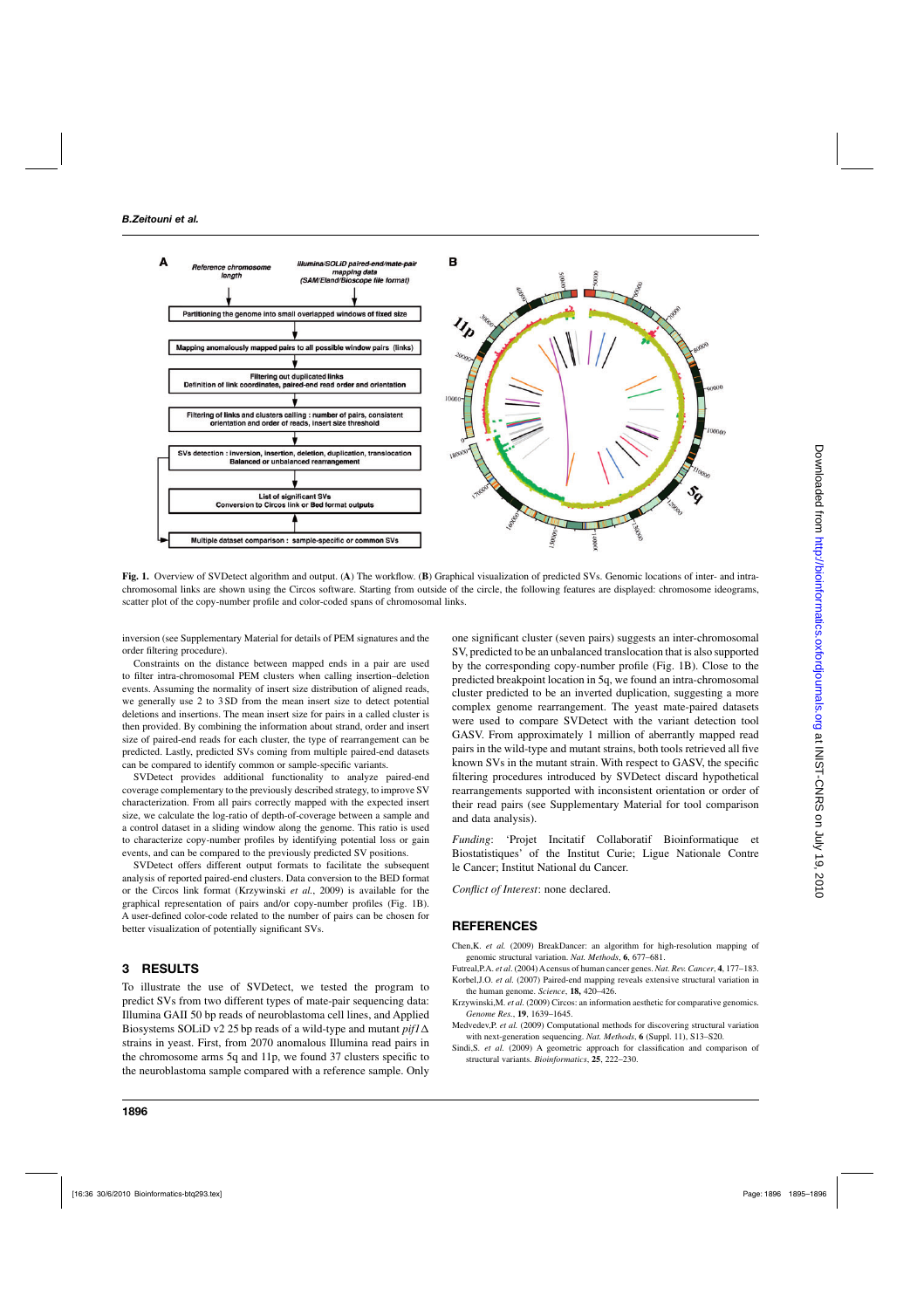**A**

Reference chromosome length

Illumina/SOLiD paired-end/mate-pair mapping data (SAM/Eland/Bioscope file format)

Partitioning the genome into small overlapped windows of fixed size

Mapping anomalously mapped pairs to all possible window pairs (links)

Filtering out duplicated links
Definition of link coordinates, paired-end read order and orientation

Filtering of links and clusters calling : number of pairs, consistent orientation and order of reads, insert size threshold

SVs detection : inversion, insertion, deletion, duplication, translocation
Balanced or unbalanced rearrangement

List of significant SVs
Conversion to Circos link or Bed format outputs

Multiple dataset comparison : sample-specific or common SVs

**B**

11p

5q

**Fig. 1.** Overview of SVDetect algorithm and output. (**A**) The workflow. (**B**) Graphical visualization of predicted SVs. Genomic locations of inter- and intra-chromosomal links are shown using the Circos software. Starting from outside of the circle, the following features are displayed: chromosome ideograms, scatter plot of the copy-number profile and color-coded spans of chromosomal links.

inversion (see Supplementary Material for details of PEM signatures and the order filtering procedure).

Constraints on the distance between mapped ends in a pair are used to filter intra-chromosomal PEM clusters when calling insertion–deletion events. Assuming the normality of insert size distribution of aligned reads, we generally use 2 to 3 SD from the mean insert size to detect potential deletions and insertions. The mean insert size for pairs in a called cluster is then provided. By combining the information about strand, order and insert size of paired-end reads for each cluster, the type of rearrangement can be predicted. Lastly, predicted SVs coming from multiple paired-end datasets can be compared to identify common or sample-specific variants.

SVDetect provides additional functionality to analyze paired-end coverage complementary to the previously described strategy, to improve SV characterization. From all pairs correctly mapped with the expected insert size, we calculate the log-ratio of depth-of-coverage between a sample and a control dataset in a sliding window along the genome. This ratio is used to characterize copy-number profiles by identifying potential loss or gain events, and can be compared to the previously predicted SV positions.

SVDetect offers different output formats to facilitate the subsequent analysis of reported paired-end clusters. Data conversion to the BED format or the Circos link format (Krzywinski *et al.*, 2009) is available for the graphical representation of pairs and/or copy-number profiles (Fig. 1B). A user-defined color-code related to the number of pairs can be chosen for better visualization of potentially significant SVs.

## 3 RESULTS

To illustrate the use of SVDetect, we tested the program to predict SVs from two different types of mate-pair sequencing data: Illumina GAII 50 bp reads of neuroblastoma cell lines, and Applied Biosystems SOLiD v2 25 bp reads of a wild-type and mutant *pif1*Δ strains in yeast. First, from 2070 anomalous Illumina read pairs in the chromosome arms 5q and 11p, we found 37 clusters specific to the neuroblastoma sample compared with a reference sample. Only one significant cluster (seven pairs) suggests an inter-chromosomal SV, predicted to be an unbalanced translocation that is also supported by the corresponding copy-number profile (Fig. 1B). Close to the predicted breakpoint location in 5q, we found an intra-chromosomal cluster predicted to be an inverted duplication, suggesting a more complex genome rearrangement. The yeast mate-paired datasets were used to compare SVDetect with the variant detection tool GASV. From approximately 1 million of aberrantly mapped read pairs in the wild-type and mutant strains, both tools retrieved all five known SVs in the mutant strain. With respect to GASV, the specific filtering procedures introduced by SVDetect discard hypothetical rearrangements supported with inconsistent orientation or order of their read pairs (see Supplementary Material for tool comparison and data analysis).

*Funding*: 'Projet Incitatif Collaboratif Bioinformatique et Biostatistiques' of the Institut Curie; Ligue Nationale Contre le Cancer; Institut National du Cancer.

*Conflict of Interest*: none declared.

## REFERENCES

Chen,K. *et al.* (2009) BreakDancer: an algorithm for high-resolution mapping of genomic structural variation. *Nat. Methods*, **6**, 677–681.

Futreal,P.A. *et al.* (2004) A census of human cancer genes. *Nat. Rev. Cancer*, **4**, 177–183.

Korbel,J.O. *et al.* (2007) Paired-end mapping reveals extensive structural variation in the human genome. *Science*, **18**, 420–426.

Krzywinski,M. *et al.* (2009) Circos: an information aesthetic for comparative genomics. *Genome Res.*, **19**, 1639–1645.

Medvedev,P. *et al.* (2009) Computational methods for discovering structural variation with next-generation sequencing. *Nat. Methods*, **6** (Suppl. 11), S13–S20.

Sindi,S. *et al.* (2009) A geometric approach for classification and comparison of structural variants. *Bioinformatics*, **25**, 222–230.